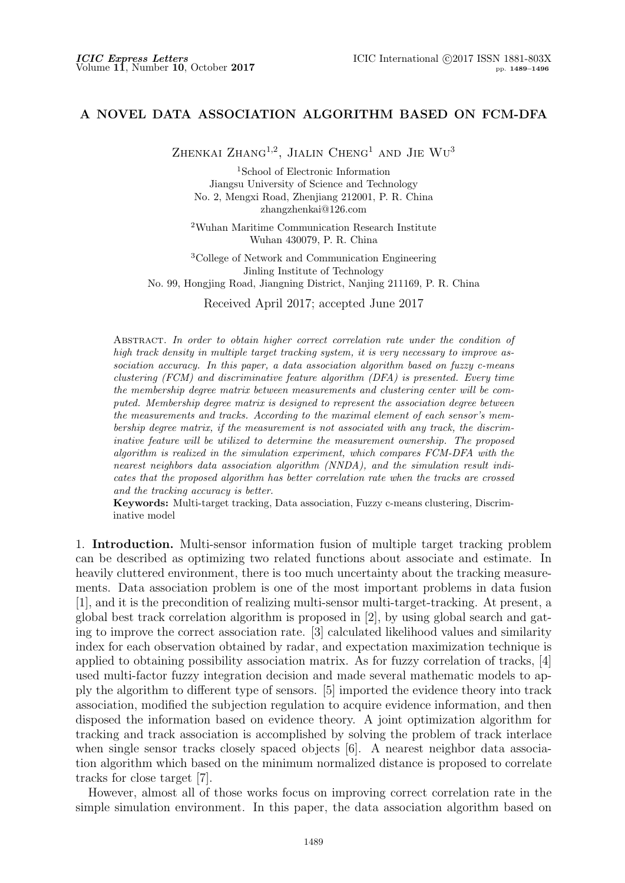# A NOVEL DATA ASSOCIATION ALGORITHM BASED ON FCM-DFA

Zhenkai Zhang[1,2], Jialin Cheng[1] and Jie Wu[3]

[1]School of Electronic Information
Jiangsu University of Science and Technology
No. 2, Mengxi Road, Zhenjiang 212001, P. R. China
zhangzhenkai@126.com

[2]Wuhan Maritime Communication Research Institute
Wuhan 430079, P. R. China

[3]College of Network and Communication Engineering
Jinling Institute of Technology
No. 99, Hongjing Road, Jiangning District, Nanjing 211169, P. R. China

Received April 2017; accepted June 2017

Abstract. *In order to obtain higher correct correlation rate under the condition of high track density in multiple target tracking system, it is very necessary to improve association accuracy. In this paper, a data association algorithm based on fuzzy c-means clustering (FCM) and discriminative feature algorithm (DFA) is presented. Every time the membership degree matrix between measurements and clustering center will be computed. Membership degree matrix is designed to represent the association degree between the measurements and tracks. According to the maximal element of each sensor's membership degree matrix, if the measurement is not associated with any track, the discriminative feature will be utilized to determine the measurement ownership. The proposed algorithm is realized in the simulation experiment, which compares FCM-DFA with the nearest neighbors data association algorithm (NNDA), and the simulation result indicates that the proposed algorithm has better correlation rate when the tracks are crossed and the tracking accuracy is better.*

**Keywords:** Multi-target tracking, Data association, Fuzzy c-means clustering, Discriminative model

1. **Introduction.** Multi-sensor information fusion of multiple target tracking problem can be described as optimizing two related functions about associate and estimate. In heavily cluttered environment, there is too much uncertainty about the tracking measurements. Data association problem is one of the most important problems in data fusion [1], and it is the precondition of realizing multi-sensor multi-target-tracking. At present, a global best track correlation algorithm is proposed in [2], by using global search and gating to improve the correct association rate. [3] calculated likelihood values and similarity index for each observation obtained by radar, and expectation maximization technique is applied to obtaining possibility association matrix. As for fuzzy correlation of tracks, [4] used multi-factor fuzzy integration decision and made several mathematic models to apply the algorithm to different type of sensors. [5] imported the evidence theory into track association, modified the subjection regulation to acquire evidence information, and then disposed the information based on evidence theory. A joint optimization algorithm for tracking and track association is accomplished by solving the problem of track interlace when single sensor tracks closely spaced objects [6]. A nearest neighbor data association algorithm which based on the minimum normalized distance is proposed to correlate tracks for close target [7].

However, almost all of those works focus on improving correct correlation rate in the simple simulation environment. In this paper, the data association algorithm based on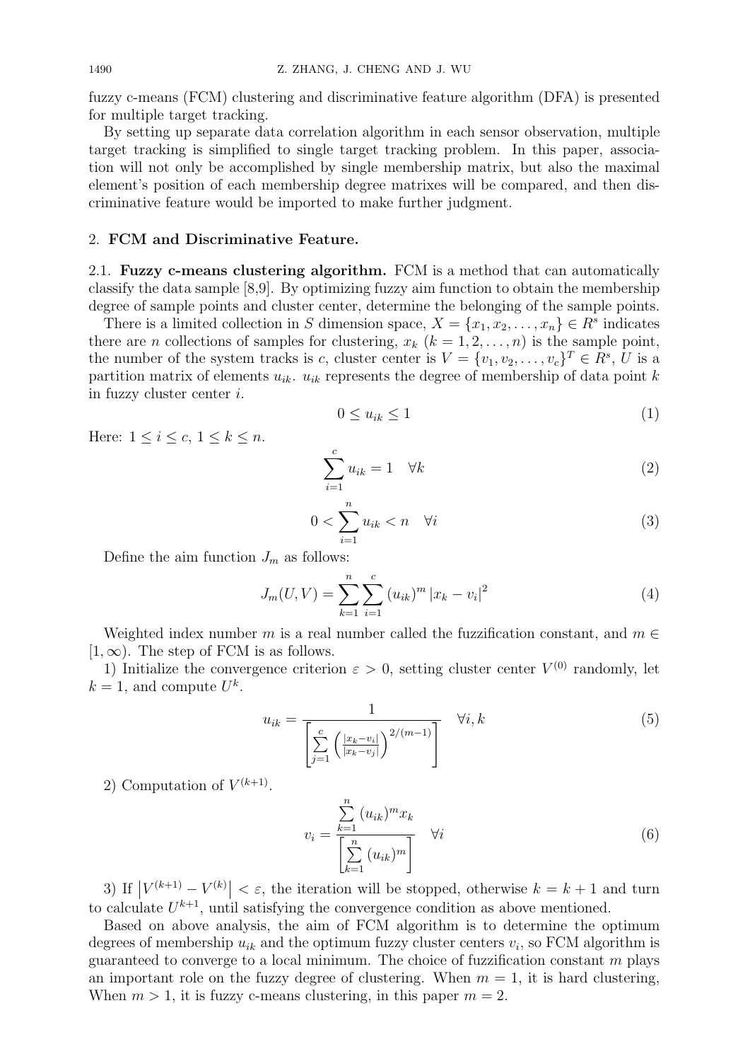fuzzy c-means (FCM) clustering and discriminative feature algorithm (DFA) is presented for multiple target tracking.

By setting up separate data correlation algorithm in each sensor observation, multiple target tracking is simplified to single target tracking problem. In this paper, association will not only be accomplished by single membership matrix, but also the maximal element's position of each membership degree matrixes will be compared, and then discriminative feature would be imported to make further judgment.

## 2. FCM and Discriminative Feature.

### 2.1. Fuzzy c-means clustering algorithm.

FCM is a method that can automatically classify the data sample [8,9]. By optimizing fuzzy aim function to obtain the membership degree of sample points and cluster center, determine the belonging of the sample points.

There is a limited collection in S dimension space, $X = \{x_1, x_2, \ldots, x_n\} \in R^s$ indicates there are $n$ collections of samples for clustering, $x_k$ $(k = 1, 2, \ldots, n)$ is the sample point, the number of the system tracks is $c$, cluster center is $V = \{v_1, v_2, \ldots, v_c\}^T \in R^s$, $U$ is a partition matrix of elements $u_{ik}$. $u_{ik}$ represents the degree of membership of data point $k$ in fuzzy cluster center $i$.

$$0 \leq u_{ik} \leq 1 \tag{1}$$

Here: $1 \leq i \leq c$, $1 \leq k \leq n$.

$$\sum_{i=1}^{c} u_{ik} = 1 \quad \forall k \tag{2}$$

$$0 < \sum_{i=1}^{n} u_{ik} < n \quad \forall i \tag{3}$$

Define the aim function $J_m$ as follows:

$$J_m(U, V) = \sum_{k=1}^{n} \sum_{i=1}^{c} (u_{ik})^m \left| x_k - v_i \right|^2 \tag{4}$$

Weighted index number $m$ is a real number called the fuzzification constant, and $m \in [1, \infty)$. The step of FCM is as follows.

1) Initialize the convergence criterion $\varepsilon > 0$, setting cluster center $V^{(0)}$ randomly, let $k = 1$, and compute $U^k$.

$$u_{ik} = \frac{1}{\left[ \sum_{j=1}^{c} \left( \frac{|x_k - v_i|}{|x_k - v_j|} \right)^{2/(m-1)} \right]} \quad \forall i, k \tag{5}$$

2) Computation of $V^{(k+1)}$.

$$v_i = \frac{\sum_{k=1}^{n} (u_{ik})^m x_k}{\left[ \sum_{k=1}^{n} (u_{ik})^m \right]} \quad \forall i \tag{6}$$

3) If $\left| V^{(k+1)} - V^{(k)} \right| < \varepsilon$, the iteration will be stopped, otherwise $k = k + 1$ and turn to calculate $U^{k+1}$, until satisfying the convergence condition as above mentioned.

Based on above analysis, the aim of FCM algorithm is to determine the optimum degrees of membership $u_{ik}$ and the optimum fuzzy cluster centers $v_i$, so FCM algorithm is guaranteed to converge to a local minimum. The choice of fuzzification constant $m$ plays an important role on the fuzzy degree of clustering. When $m = 1$, it is hard clustering, When $m > 1$, it is fuzzy c-means clustering, in this paper $m = 2$.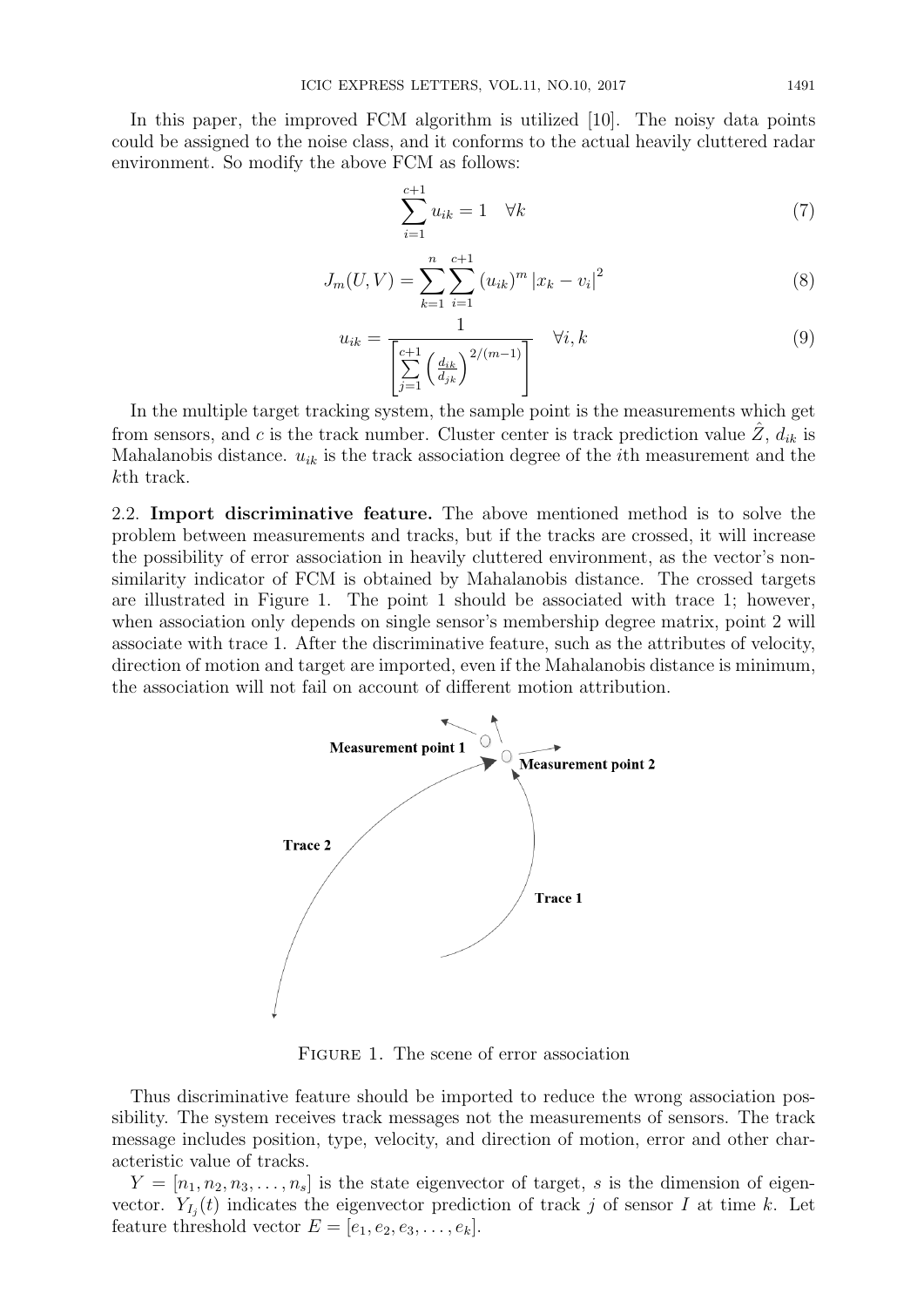In this paper, the improved FCM algorithm is utilized [10]. The noisy data points could be assigned to the noise class, and it conforms to the actual heavily cluttered radar environment. So modify the above FCM as follows:

$$\sum_{i=1}^{c+1} u_{ik} = 1 \quad \forall k \tag{7}$$

$$J_m(U,V) = \sum_{k=1}^{n}\sum_{i=1}^{c+1} (u_{ik})^m |x_k - v_i|^2 \tag{8}$$

$$u_{ik} = \frac{1}{\left[\sum_{j=1}^{c+1}\left(\frac{d_{ik}}{d_{jk}}\right)^{2/(m-1)}\right]} \quad \forall i,k \tag{9}$$

In the multiple target tracking system, the sample point is the measurements which get from sensors, and $c$ is the track number. Cluster center is track prediction value $\hat{Z}$, $d_{ik}$ is Mahalanobis distance. $u_{ik}$ is the track association degree of the $i$th measurement and the $k$th track.

2.2. **Import discriminative feature.** The above mentioned method is to solve the problem between measurements and tracks, but if the tracks are crossed, it will increase the possibility of error association in heavily cluttered environment, as the vector's non-similarity indicator of FCM is obtained by Mahalanobis distance. The crossed targets are illustrated in Figure 1. The point 1 should be associated with trace 1; however, when association only depends on single sensor's membership degree matrix, point 2 will associate with trace 1. After the discriminative feature, such as the attributes of velocity, direction of motion and target are imported, even if the Mahalanobis distance is minimum, the association will not fail on account of different motion attribution.

**Measurement point 1** **Measurement point 2**

**Trace 2** **Trace 1**

Figure 1. The scene of error association

Thus discriminative feature should be imported to reduce the wrong association possibility. The system receives track messages not the measurements of sensors. The track message includes position, type, velocity, and direction of motion, error and other characteristic value of tracks.

$Y = [n_1, n_2, n_3, \ldots, n_s]$ is the state eigenvector of target, $s$ is the dimension of eigenvector. $Y_{I_j}(t)$ indicates the eigenvector prediction of track $j$ of sensor $I$ at time $k$. Let feature threshold vector $E = [e_1, e_2, e_3, \ldots, e_k]$.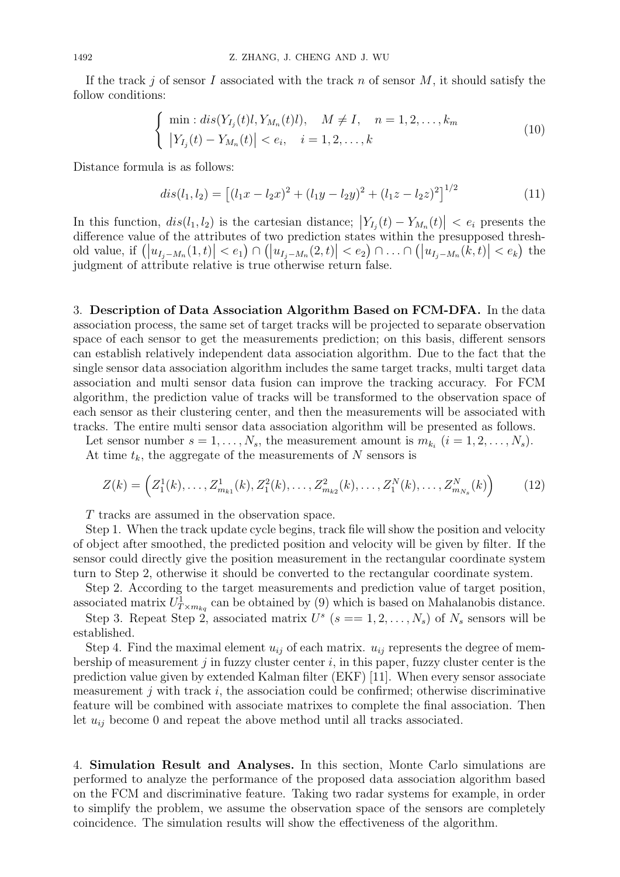If the track $j$ of sensor $I$ associated with the track $n$ of sensor $M$, it should satisfy the follow conditions:

$$\begin{cases} \min : dis(Y_{I_j}(t)l, Y_{M_n}(t)l), \quad M \neq I, \quad n = 1, 2, \dots, k_m \\ \left|Y_{I_j}(t) - Y_{M_n}(t)\right| < e_i, \quad i = 1, 2, \dots, k \end{cases} \tag{10}$$

Distance formula is as follows:

$$dis(l_1, l_2) = \left[(l_1x - l_2x)^2 + (l_1y - l_2y)^2 + (l_1z - l_2z)^2\right]^{1/2} \tag{11}$$

In this function, $dis(l_1, l_2)$ is the cartesian distance; $\left|Y_{I_j}(t) - Y_{M_n}(t)\right| < e_i$ presents the difference value of the attributes of two prediction states within the presupposed threshold value, if $\left(\left|u_{I_j-M_n}(1,t)\right| < e_1\right) \cap \left(\left|u_{I_j-M_n}(2,t)\right| < e_2\right) \cap \ldots \cap \left(\left|u_{I_j-M_n}(k,t)\right| < e_k\right)$ the judgment of attribute relative is true otherwise return false.

## 3. Description of Data Association Algorithm Based on FCM-DFA.

In the data association process, the same set of target tracks will be projected to separate observation space of each sensor to get the measurements prediction; on this basis, different sensors can establish relatively independent data association algorithm. Due to the fact that the single sensor data association algorithm includes the same target tracks, multi target data association and multi sensor data fusion can improve the tracking accuracy. For FCM algorithm, the prediction value of tracks will be transformed to the observation space of each sensor as their clustering center, and then the measurements will be associated with tracks. The entire multi sensor data association algorithm will be presented as follows.

Let sensor number $s = 1, \dots, N_s$, the measurement amount is $m_{k_i}$ $(i = 1, 2, \dots, N_s)$.

At time $t_k$, the aggregate of the measurements of $N$ sensors is

$$Z(k) = \left(Z_1^1(k), \dots, Z_{m_{k1}}^1(k), Z_1^2(k), \dots, Z_{m_{k2}}^2(k), \dots, Z_1^N(k), \dots, Z_{m_{N_s}}^N(k)\right) \tag{12}$$

$T$ tracks are assumed in the observation space.

Step 1. When the track update cycle begins, track file will show the position and velocity of object after smoothed, the predicted position and velocity will be given by filter. If the sensor could directly give the position measurement in the rectangular coordinate system turn to Step 2, otherwise it should be converted to the rectangular coordinate system.

Step 2. According to the target measurements and prediction value of target position, associated matrix $U_{T\times m_{kq}}^1$ can be obtained by (9) which is based on Mahalanobis distance.

Step 3. Repeat Step 2, associated matrix $U^s$ $(s == 1, 2, \dots, N_s)$ of $N_s$ sensors will be established.

Step 4. Find the maximal element $u_{ij}$ of each matrix. $u_{ij}$ represents the degree of membership of measurement $j$ in fuzzy cluster center $i$, in this paper, fuzzy cluster center is the prediction value given by extended Kalman filter (EKF) [11]. When every sensor associate measurement $j$ with track $i$, the association could be confirmed; otherwise discriminative feature will be combined with associate matrixes to complete the final association. Then let $u_{ij}$ become 0 and repeat the above method until all tracks associated.

## 4. Simulation Result and Analyses.

In this section, Monte Carlo simulations are performed to analyze the performance of the proposed data association algorithm based on the FCM and discriminative feature. Taking two radar systems for example, in order to simplify the problem, we assume the observation space of the sensors are completely coincidence. The simulation results will show the effectiveness of the algorithm.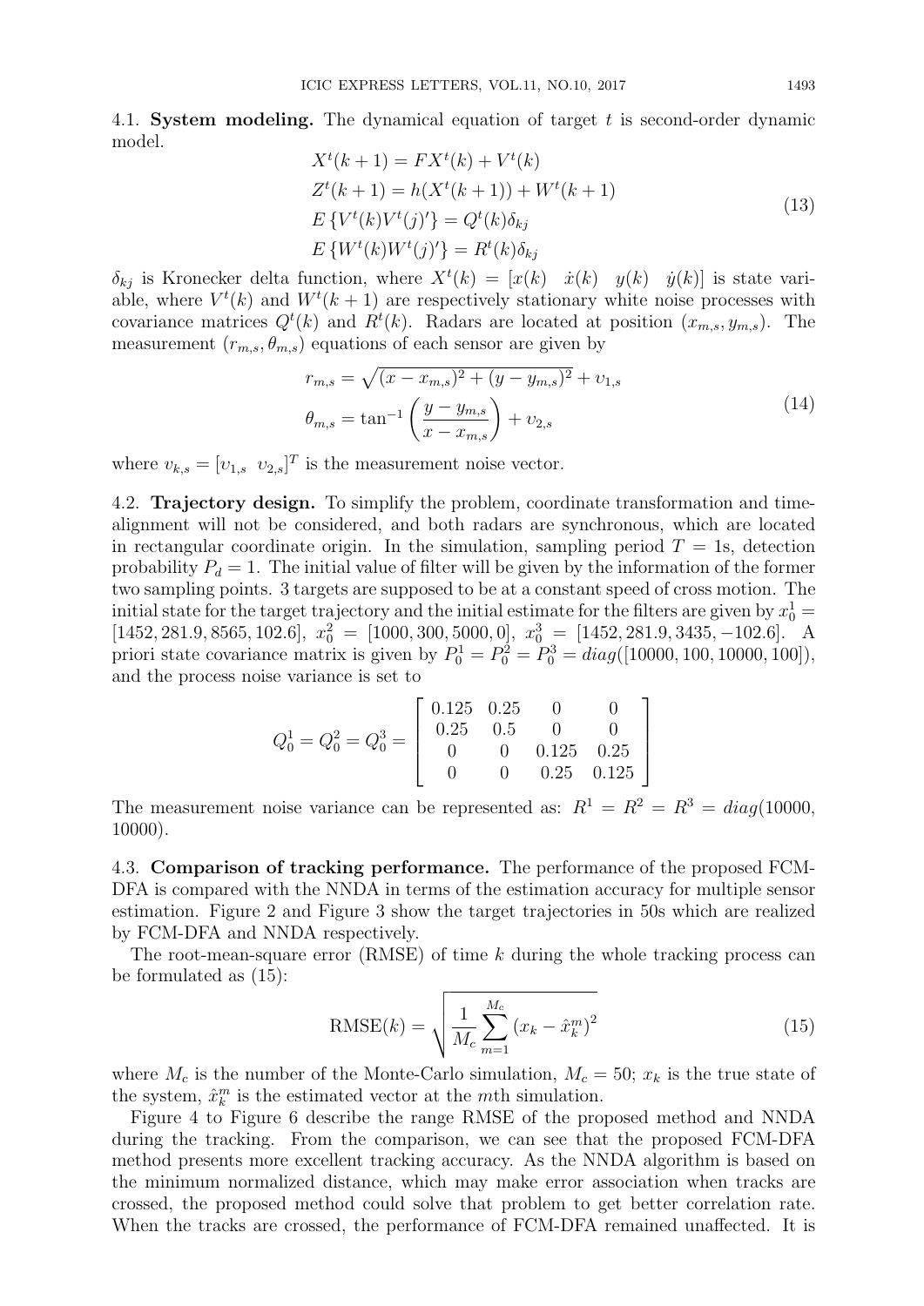4.1. **System modeling.** The dynamical equation of target $t$ is second-order dynamic model.

$$
\begin{aligned}
&X^t(k+1) = FX^t(k) + V^t(k) \\
&Z^t(k+1) = h(X^t(k+1)) + W^t(k+1) \\
&E\left\{V^t(k)V^t(j)'\right\} = Q^t(k)\delta_{kj} \\
&E\left\{W^t(k)W^t(j)'\right\} = R^t(k)\delta_{kj}
\end{aligned}
\tag{13}
$$

$\delta_{kj}$ is Kronecker delta function, where $X^t(k) = [x(k) \quad \dot{x}(k) \quad y(k) \quad \dot{y}(k)]$ is state variable, where $V^t(k)$ and $W^t(k+1)$ are respectively stationary white noise processes with covariance matrices $Q^t(k)$ and $R^t(k)$. Radars are located at position $(x_{m,s}, y_{m,s})$. The measurement $(r_{m,s}, \theta_{m,s})$ equations of each sensor are given by

$$
\begin{aligned}
&r_{m,s} = \sqrt{(x - x_{m,s})^2 + (y - y_{m,s})^2} + \upsilon_{1,s} \\
&\theta_{m,s} = \tan^{-1}\left(\frac{y - y_{m,s}}{x - x_{m,s}}\right) + \upsilon_{2,s}
\end{aligned}
\tag{14}
$$

where $\upsilon_{k,s} = [\upsilon_{1,s} \quad \upsilon_{2,s}]^T$ is the measurement noise vector.

4.2. **Trajectory design.** To simplify the problem, coordinate transformation and time-alignment will not be considered, and both radars are synchronous, which are located in rectangular coordinate origin. In the simulation, sampling period $T = 1$s, detection probability $P_d = 1$. The initial value of filter will be given by the information of the former two sampling points. 3 targets are supposed to be at a constant speed of cross motion. The initial state for the target trajectory and the initial estimate for the filters are given by $x_0^1 = [1452, 281.9, 8565, 102.6]$, $x_0^2 = [1000, 300, 5000, 0]$, $x_0^3 = [1452, 281.9, 3435, -102.6]$. A priori state covariance matrix is given by $P_0^1 = P_0^2 = P_0^3 = diag([10000, 100, 10000, 100])$, and the process noise variance is set to

$$
Q_0^1 = Q_0^2 = Q_0^3 = \begin{bmatrix} 0.125 & 0.25 & 0 & 0 \\ 0.25 & 0.5 & 0 & 0 \\ 0 & 0 & 0.125 & 0.25 \\ 0 & 0 & 0.25 & 0.125 \end{bmatrix}
$$

The measurement noise variance can be represented as: $R^1 = R^2 = R^3 = diag(10000, 10000)$.

4.3. **Comparison of tracking performance.** The performance of the proposed FCM-DFA is compared with the NNDA in terms of the estimation accuracy for multiple sensor estimation. Figure 2 and Figure 3 show the target trajectories in 50s which are realized by FCM-DFA and NNDA respectively.

The root-mean-square error (RMSE) of time $k$ during the whole tracking process can be formulated as (15):

$$
\text{RMSE}(k) = \sqrt{\frac{1}{M_c}\sum_{m=1}^{M_c}\left(x_k - \hat{x}_k^m\right)^2}
\tag{15}
$$

where $M_c$ is the number of the Monte-Carlo simulation, $M_c = 50$; $x_k$ is the true state of the system, $\hat{x}_k^m$ is the estimated vector at the $m$th simulation.

Figure 4 to Figure 6 describe the range RMSE of the proposed method and NNDA during the tracking. From the comparison, we can see that the proposed FCM-DFA method presents more excellent tracking accuracy. As the NNDA algorithm is based on the minimum normalized distance, which may make error association when tracks are crossed, the proposed method could solve that problem to get better correlation rate. When the tracks are crossed, the performance of FCM-DFA remained unaffected. It is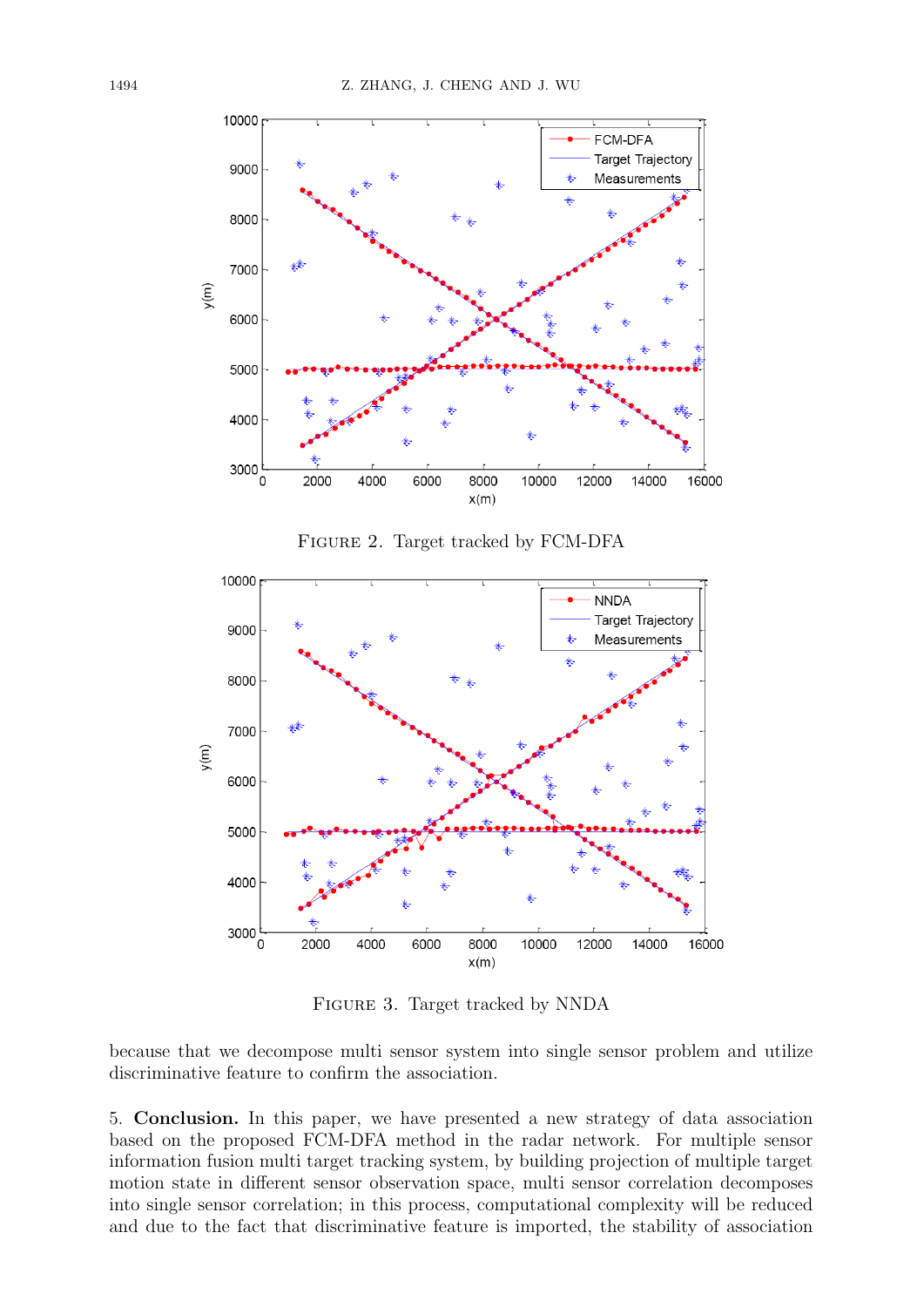FIGURE 2. Target tracked by FCM-DFA

FIGURE 3. Target tracked by NNDA

because that we decompose multi sensor system into single sensor problem and utilize discriminative feature to confirm the association.

## 5. Conclusion.

In this paper, we have presented a new strategy of data association based on the proposed FCM-DFA method in the radar network. For multiple sensor information fusion multi target tracking system, by building projection of multiple target motion state in different sensor observation space, multi sensor correlation decomposes into single sensor correlation; in this process, computational complexity will be reduced and due to the fact that discriminative feature is imported, the stability of association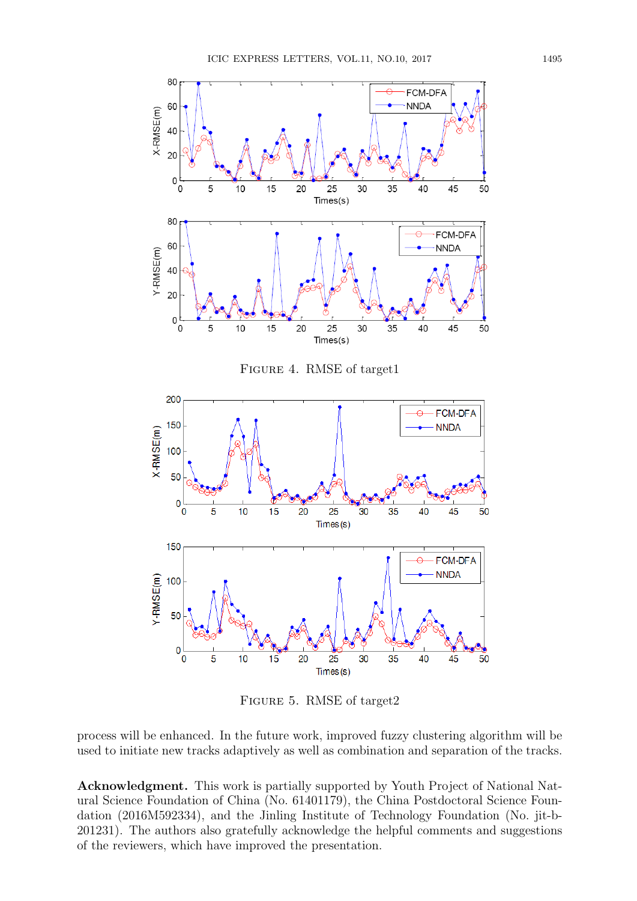FIGURE 4. RMSE of target1

FIGURE 5. RMSE of target2

process will be enhanced. In the future work, improved fuzzy clustering algorithm will be used to initiate new tracks adaptively as well as combination and separation of the tracks.

**Acknowledgment.** This work is partially supported by Youth Project of National Natural Science Foundation of China (No. 61401179), the China Postdoctoral Science Foundation (2016M592334), and the Jinling Institute of Technology Foundation (No. jit-b-201231). The authors also gratefully acknowledge the helpful comments and suggestions of the reviewers, which have improved the presentation.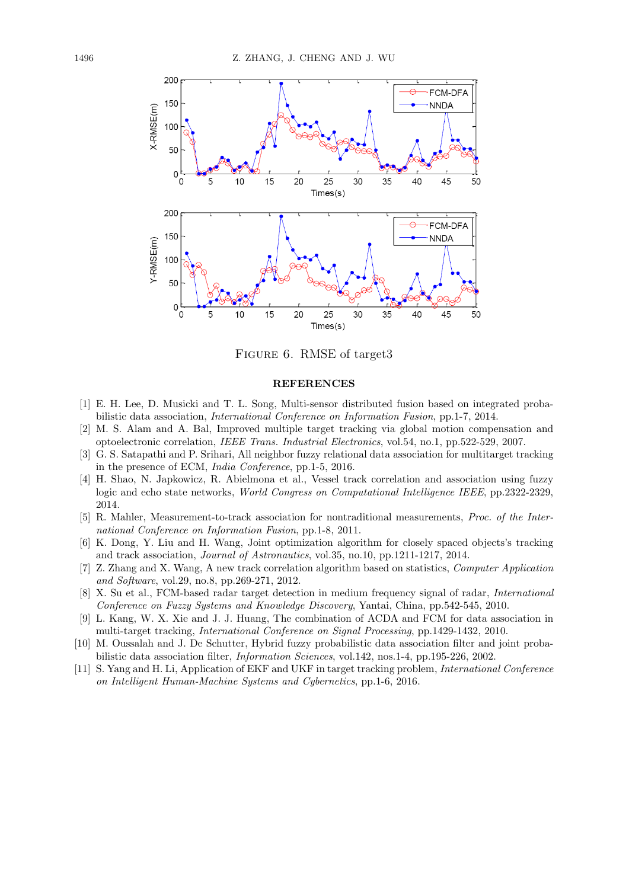200
150
100
50
0
X-RMSE(m)
0 5 10 15 20 25 30 35 40 45 50
Times(s)
FCM-DFA
NNDA

200
150
100
50
0
Y-RMSE(m)
0 5 10 15 20 25 30 35 40 45 50
Times(s)
FCM-DFA
NNDA

FIGURE 6. RMSE of target3

## REFERENCES

[1] E. H. Lee, D. Musicki and T. L. Song, Multi-sensor distributed fusion based on integrated probabilistic data association, *International Conference on Information Fusion*, pp.1-7, 2014.

[2] M. S. Alam and A. Bal, Improved multiple target tracking via global motion compensation and optoelectronic correlation, *IEEE Trans. Industrial Electronics*, vol.54, no.1, pp.522-529, 2007.

[3] G. S. Satapathi and P. Srihari, All neighbor fuzzy relational data association for multitarget tracking in the presence of ECM, *India Conference*, pp.1-5, 2016.

[4] H. Shao, N. Japkowicz, R. Abielmona et al., Vessel track correlation and association using fuzzy logic and echo state networks, *World Congress on Computational Intelligence IEEE*, pp.2322-2329, 2014.

[5] R. Mahler, Measurement-to-track association for nontraditional measurements, *Proc. of the International Conference on Information Fusion*, pp.1-8, 2011.

[6] K. Dong, Y. Liu and H. Wang, Joint optimization algorithm for closely spaced objects's tracking and track association, *Journal of Astronautics*, vol.35, no.10, pp.1211-1217, 2014.

[7] Z. Zhang and X. Wang, A new track correlation algorithm based on statistics, *Computer Application and Software*, vol.29, no.8, pp.269-271, 2012.

[8] X. Su et al., FCM-based radar target detection in medium frequency signal of radar, *International Conference on Fuzzy Systems and Knowledge Discovery*, Yantai, China, pp.542-545, 2010.

[9] L. Kang, W. X. Xie and J. J. Huang, The combination of ACDA and FCM for data association in multi-target tracking, *International Conference on Signal Processing*, pp.1429-1432, 2010.

[10] M. Oussalah and J. De Schutter, Hybrid fuzzy probabilistic data association filter and joint probabilistic data association filter, *Information Sciences*, vol.142, nos.1-4, pp.195-226, 2002.

[11] S. Yang and H. Li, Application of EKF and UKF in target tracking problem, *International Conference on Intelligent Human-Machine Systems and Cybernetics*, pp.1-6, 2016.